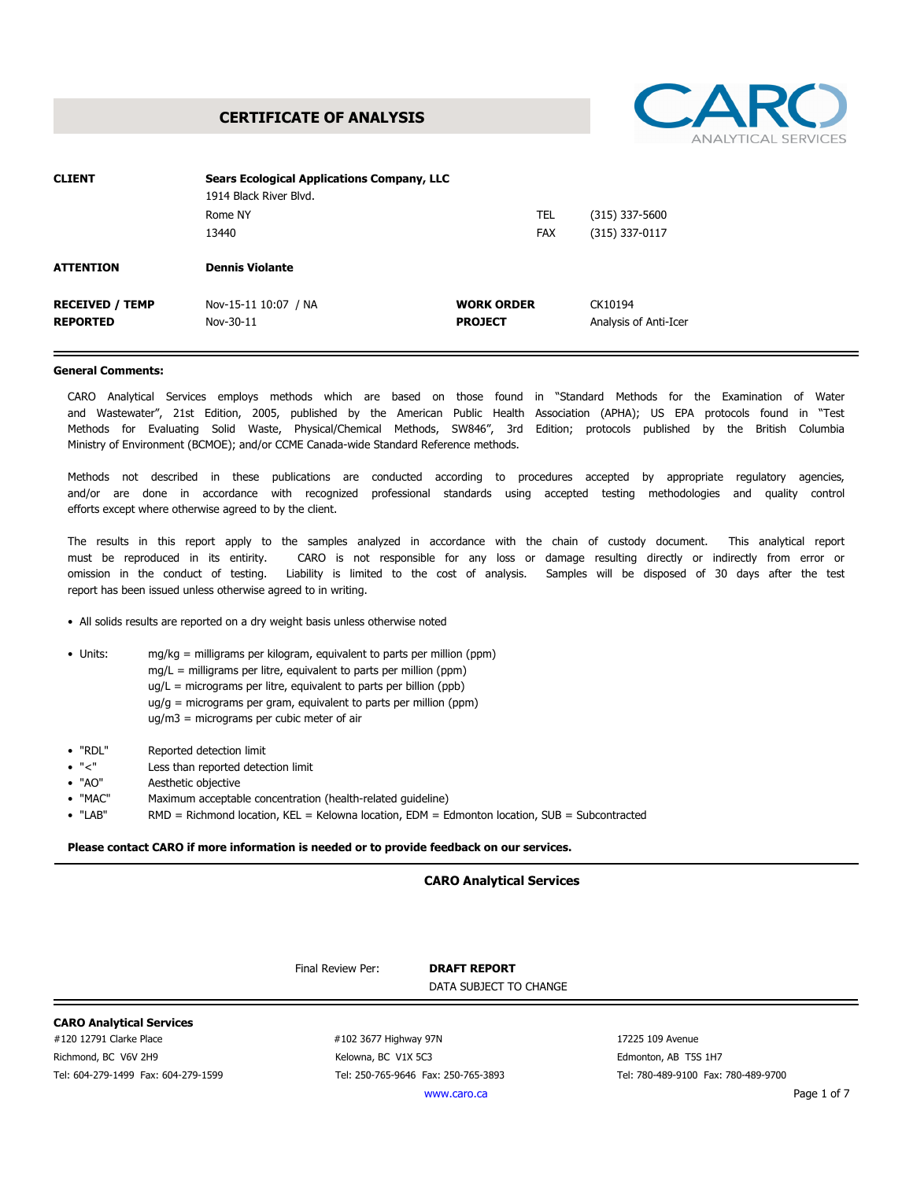# CERTIFICATE OF ANALYSIS

CARO ANALYTICAL SERVICES

| | | | |
|---|---|---|---|
| **CLIENT** | **Sears Ecological Applications Company, LLC** | | |
| | 1914 Black River Blvd. | | |
| | Rome NY | TEL | (315) 337-5600 |
| | 13440 | FAX | (315) 337-0117 |
| **ATTENTION** | **Dennis Violante** | | |
| **RECEIVED / TEMP** | Nov-15-11 10:07 / NA | **WORK ORDER** | CK10194 |
| **REPORTED** | Nov-30-11 | **PROJECT** | Analysis of Anti-Icer |

**General Comments:**

CARO Analytical Services employs methods which are based on those found in "Standard Methods for the Examination of Water and Wastewater", 21st Edition, 2005, published by the American Public Health Association (APHA); US EPA protocols found in "Test Methods for Evaluating Solid Waste, Physical/Chemical Methods, SW846", 3rd Edition; protocols published by the British Columbia Ministry of Environment (BCMOE); and/or CCME Canada-wide Standard Reference methods.

Methods not described in these publications are conducted according to procedures accepted by appropriate regulatory agencies, and/or are done in accordance with recognized professional standards using accepted testing methodologies and quality control efforts except where otherwise agreed to by the client.

The results in this report apply to the samples analyzed in accordance with the chain of custody document. This analytical report must be reproduced in its entirity. CARO is not responsible for any loss or damage resulting directly or indirectly from error or omission in the conduct of testing. Liability is limited to the cost of analysis. Samples will be disposed of 30 days after the test report has been issued unless otherwise agreed to in writing.

- All solids results are reported on a dry weight basis unless otherwise noted

- Units: mg/kg = milligrams per kilogram, equivalent to parts per million (ppm)
  mg/L = milligrams per litre, equivalent to parts per million (ppm)
  ug/L = micrograms per litre, equivalent to parts per billion (ppb)
  ug/g = micrograms per gram, equivalent to parts per million (ppm)
  ug/m3 = micrograms per cubic meter of air

- "RDL" Reported detection limit
- "<" Less than reported detection limit
- "AO" Aesthetic objective
- "MAC" Maximum acceptable concentration (health-related guideline)
- "LAB" RMD = Richmond location, KEL = Kelowna location, EDM = Edmonton location, SUB = Subcontracted

**Please contact CARO if more information is needed or to provide feedback on our services.**

**CARO Analytical Services**

Final Review Per: **DRAFT REPORT**
DATA SUBJECT TO CHANGE

**CARO Analytical Services**

#120 12791 Clarke Place
Richmond, BC V6V 2H9
Tel: 604-279-1499 Fax: 604-279-1599

#102 3677 Highway 97N
Kelowna, BC V1X 5C3
Tel: 250-765-9646 Fax: 250-765-3893

17225 109 Avenue
Edmonton, AB T5S 1H7
Tel: 780-489-9100 Fax: 780-489-9700

www.caro.ca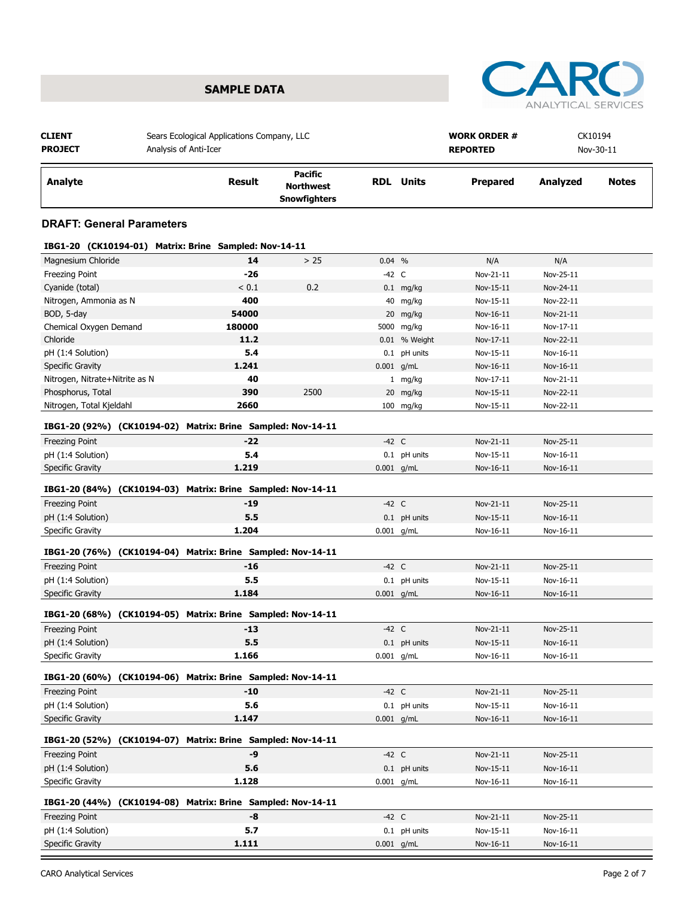## SAMPLE DATA

CARO ANALYTICAL SERVICES

| | | | |
|---|---|---|---|
| **CLIENT** | Sears Ecological Applications Company, LLC | **WORK ORDER #** | CK10194 |
| **PROJECT** | Analysis of Anti-Icer | **REPORTED** | Nov-30-11 |

### DRAFT: General Parameters

| Analyte | Result | Pacific Northwest Snowfighters | RDL | Units | Prepared | Analyzed | Notes |
|---|---|---|---|---|---|---|---|
| **IBG1-20 (CK10194-01) Matrix: Brine Sampled: Nov-14-11** | | | | | | | |
| Magnesium Chloride | **14** | > 25 | 0.04 | % | N/A | N/A | |
| Freezing Point | **-26** | | -42 | C | Nov-21-11 | Nov-25-11 | |
| Cyanide (total) | < 0.1 | 0.2 | 0.1 | mg/kg | Nov-15-11 | Nov-24-11 | |
| Nitrogen, Ammonia as N | **400** | | 40 | mg/kg | Nov-15-11 | Nov-22-11 | |
| BOD, 5-day | **54000** | | 20 | mg/kg | Nov-16-11 | Nov-21-11 | |
| Chemical Oxygen Demand | **180000** | | 5000 | mg/kg | Nov-16-11 | Nov-17-11 | |
| Chloride | **11.2** | | 0.01 | % Weight | Nov-17-11 | Nov-22-11 | |
| pH (1:4 Solution) | **5.4** | | 0.1 | pH units | Nov-15-11 | Nov-16-11 | |
| Specific Gravity | **1.241** | | 0.001 | g/mL | Nov-16-11 | Nov-16-11 | |
| Nitrogen, Nitrate+Nitrite as N | **40** | | 1 | mg/kg | Nov-17-11 | Nov-21-11 | |
| Phosphorus, Total | **390** | 2500 | 20 | mg/kg | Nov-15-11 | Nov-22-11 | |
| Nitrogen, Total Kjeldahl | **2660** | | 100 | mg/kg | Nov-15-11 | Nov-22-11 | |
| **IBG1-20 (92%) (CK10194-02) Matrix: Brine Sampled: Nov-14-11** | | | | | | | |
| Freezing Point | **-22** | | -42 | C | Nov-21-11 | Nov-25-11 | |
| pH (1:4 Solution) | **5.4** | | 0.1 | pH units | Nov-15-11 | Nov-16-11 | |
| Specific Gravity | **1.219** | | 0.001 | g/mL | Nov-16-11 | Nov-16-11 | |
| **IBG1-20 (84%) (CK10194-03) Matrix: Brine Sampled: Nov-14-11** | | | | | | | |
| Freezing Point | **-19** | | -42 | C | Nov-21-11 | Nov-25-11 | |
| pH (1:4 Solution) | **5.5** | | 0.1 | pH units | Nov-15-11 | Nov-16-11 | |
| Specific Gravity | **1.204** | | 0.001 | g/mL | Nov-16-11 | Nov-16-11 | |
| **IBG1-20 (76%) (CK10194-04) Matrix: Brine Sampled: Nov-14-11** | | | | | | | |
| Freezing Point | **-16** | | -42 | C | Nov-21-11 | Nov-25-11 | |
| pH (1:4 Solution) | **5.5** | | 0.1 | pH units | Nov-15-11 | Nov-16-11 | |
| Specific Gravity | **1.184** | | 0.001 | g/mL | Nov-16-11 | Nov-16-11 | |
| **IBG1-20 (68%) (CK10194-05) Matrix: Brine Sampled: Nov-14-11** | | | | | | | |
| Freezing Point | **-13** | | -42 | C | Nov-21-11 | Nov-25-11 | |
| pH (1:4 Solution) | **5.5** | | 0.1 | pH units | Nov-15-11 | Nov-16-11 | |
| Specific Gravity | **1.166** | | 0.001 | g/mL | Nov-16-11 | Nov-16-11 | |
| **IBG1-20 (60%) (CK10194-06) Matrix: Brine Sampled: Nov-14-11** | | | | | | | |
| Freezing Point | **-10** | | -42 | C | Nov-21-11 | Nov-25-11 | |
| pH (1:4 Solution) | **5.6** | | 0.1 | pH units | Nov-15-11 | Nov-16-11 | |
| Specific Gravity | **1.147** | | 0.001 | g/mL | Nov-16-11 | Nov-16-11 | |
| **IBG1-20 (52%) (CK10194-07) Matrix: Brine Sampled: Nov-14-11** | | | | | | | |
| Freezing Point | **-9** | | -42 | C | Nov-21-11 | Nov-25-11 | |
| pH (1:4 Solution) | **5.6** | | 0.1 | pH units | Nov-15-11 | Nov-16-11 | |
| Specific Gravity | **1.128** | | 0.001 | g/mL | Nov-16-11 | Nov-16-11 | |
| **IBG1-20 (44%) (CK10194-08) Matrix: Brine Sampled: Nov-14-11** | | | | | | | |
| Freezing Point | **-8** | | -42 | C | Nov-21-11 | Nov-25-11 | |
| pH (1:4 Solution) | **5.7** | | 0.1 | pH units | Nov-15-11 | Nov-16-11 | |
| Specific Gravity | **1.111** | | 0.001 | g/mL | Nov-16-11 | Nov-16-11 | |

CARO Analytical Services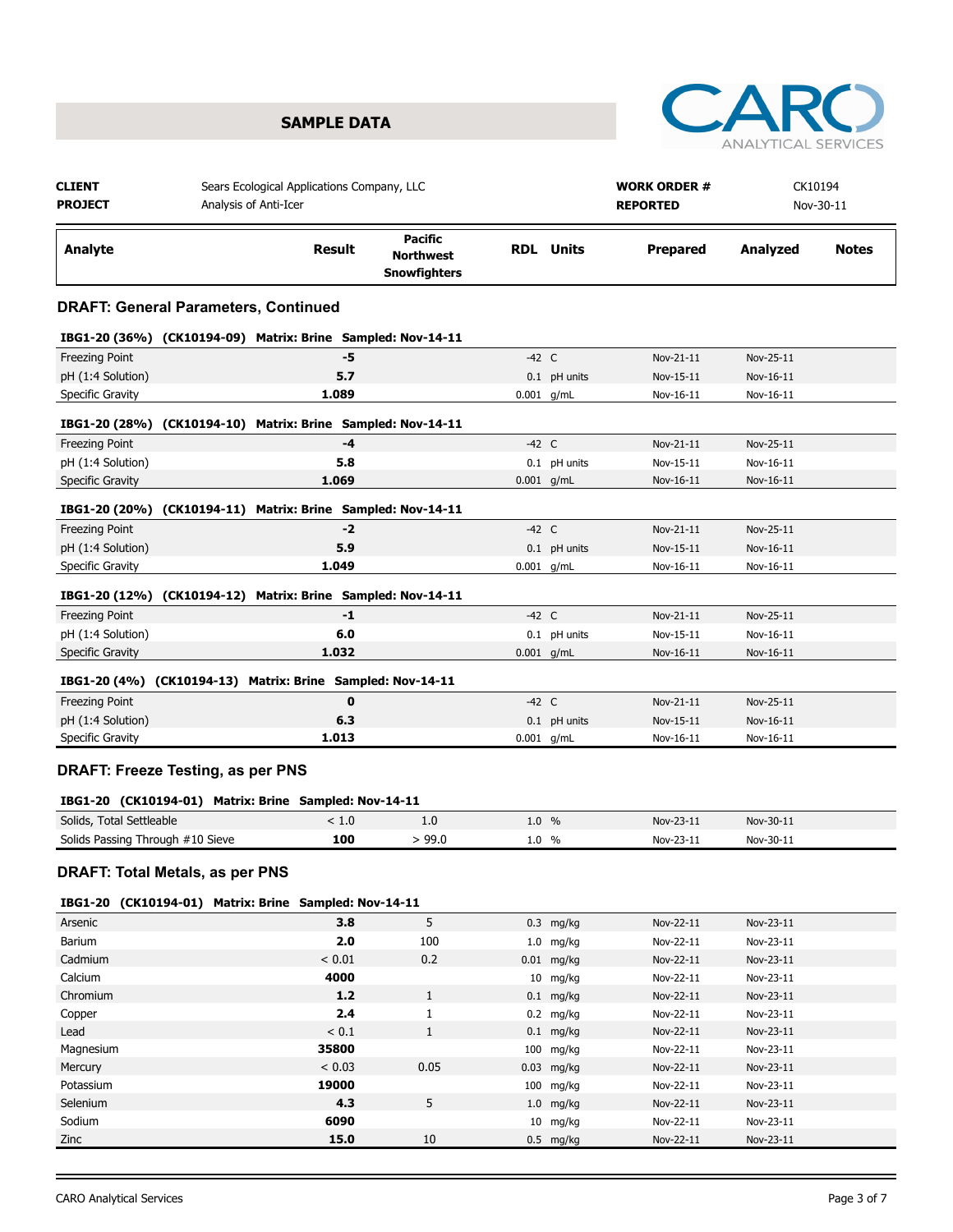## SAMPLE DATA

| | | | |
|---|---|---|---|
| **CLIENT** | Sears Ecological Applications Company, LLC | **WORK ORDER #** | CK10194 |
| **PROJECT** | Analysis of Anti-Icer | **REPORTED** | Nov-30-11 |

| Analyte | Result | Pacific Northwest Snowfighters | RDL | Units | Prepared | Analyzed | Notes |
|---|---|---|---|---|---|---|---|
| **DRAFT: General Parameters, Continued** | | | | | | | |
| **IBG1-20 (36%) (CK10194-09) Matrix: Brine Sampled: Nov-14-11** | | | | | | | |
| Freezing Point | **-5** | | -42 | C | Nov-21-11 | Nov-25-11 | |
| pH (1:4 Solution) | **5.7** | | 0.1 | pH units | Nov-15-11 | Nov-16-11 | |
| Specific Gravity | **1.089** | | 0.001 | g/mL | Nov-16-11 | Nov-16-11 | |
| **IBG1-20 (28%) (CK10194-10) Matrix: Brine Sampled: Nov-14-11** | | | | | | | |
| Freezing Point | **-4** | | -42 | C | Nov-21-11 | Nov-25-11 | |
| pH (1:4 Solution) | **5.8** | | 0.1 | pH units | Nov-15-11 | Nov-16-11 | |
| Specific Gravity | **1.069** | | 0.001 | g/mL | Nov-16-11 | Nov-16-11 | |
| **IBG1-20 (20%) (CK10194-11) Matrix: Brine Sampled: Nov-14-11** | | | | | | | |
| Freezing Point | **-2** | | -42 | C | Nov-21-11 | Nov-25-11 | |
| pH (1:4 Solution) | **5.9** | | 0.1 | pH units | Nov-15-11 | Nov-16-11 | |
| Specific Gravity | **1.049** | | 0.001 | g/mL | Nov-16-11 | Nov-16-11 | |
| **IBG1-20 (12%) (CK10194-12) Matrix: Brine Sampled: Nov-14-11** | | | | | | | |
| Freezing Point | **-1** | | -42 | C | Nov-21-11 | Nov-25-11 | |
| pH (1:4 Solution) | **6.0** | | 0.1 | pH units | Nov-15-11 | Nov-16-11 | |
| Specific Gravity | **1.032** | | 0.001 | g/mL | Nov-16-11 | Nov-16-11 | |
| **IBG1-20 (4%) (CK10194-13) Matrix: Brine Sampled: Nov-14-11** | | | | | | | |
| Freezing Point | **0** | | -42 | C | Nov-21-11 | Nov-25-11 | |
| pH (1:4 Solution) | **6.3** | | 0.1 | pH units | Nov-15-11 | Nov-16-11 | |
| Specific Gravity | **1.013** | | 0.001 | g/mL | Nov-16-11 | Nov-16-11 | |
| **DRAFT: Freeze Testing, as per PNS** | | | | | | | |
| **IBG1-20 (CK10194-01) Matrix: Brine Sampled: Nov-14-11** | | | | | | | |
| Solids, Total Settleable | < 1.0 | 1.0 | 1.0 | % | Nov-23-11 | Nov-30-11 | |
| Solids Passing Through #10 Sieve | **100** | > 99.0 | 1.0 | % | Nov-23-11 | Nov-30-11 | |
| **DRAFT: Total Metals, as per PNS** | | | | | | | |
| **IBG1-20 (CK10194-01) Matrix: Brine Sampled: Nov-14-11** | | | | | | | |
| Arsenic | **3.8** | 5 | 0.3 | mg/kg | Nov-22-11 | Nov-23-11 | |
| Barium | **2.0** | 100 | 1.0 | mg/kg | Nov-22-11 | Nov-23-11 | |
| Cadmium | < 0.01 | 0.2 | 0.01 | mg/kg | Nov-22-11 | Nov-23-11 | |
| Calcium | **4000** | | 10 | mg/kg | Nov-22-11 | Nov-23-11 | |
| Chromium | **1.2** | 1 | 0.1 | mg/kg | Nov-22-11 | Nov-23-11 | |
| Copper | **2.4** | 1 | 0.2 | mg/kg | Nov-22-11 | Nov-23-11 | |
| Lead | < 0.1 | 1 | 0.1 | mg/kg | Nov-22-11 | Nov-23-11 | |
| Magnesium | **35800** | | 100 | mg/kg | Nov-22-11 | Nov-23-11 | |
| Mercury | < 0.03 | 0.05 | 0.03 | mg/kg | Nov-22-11 | Nov-23-11 | |
| Potassium | **19000** | | 100 | mg/kg | Nov-22-11 | Nov-23-11 | |
| Selenium | **4.3** | 5 | 1.0 | mg/kg | Nov-22-11 | Nov-23-11 | |
| Sodium | **6090** | | 10 | mg/kg | Nov-22-11 | Nov-23-11 | |
| Zinc | **15.0** | 10 | 0.5 | mg/kg | Nov-22-11 | Nov-23-11 | |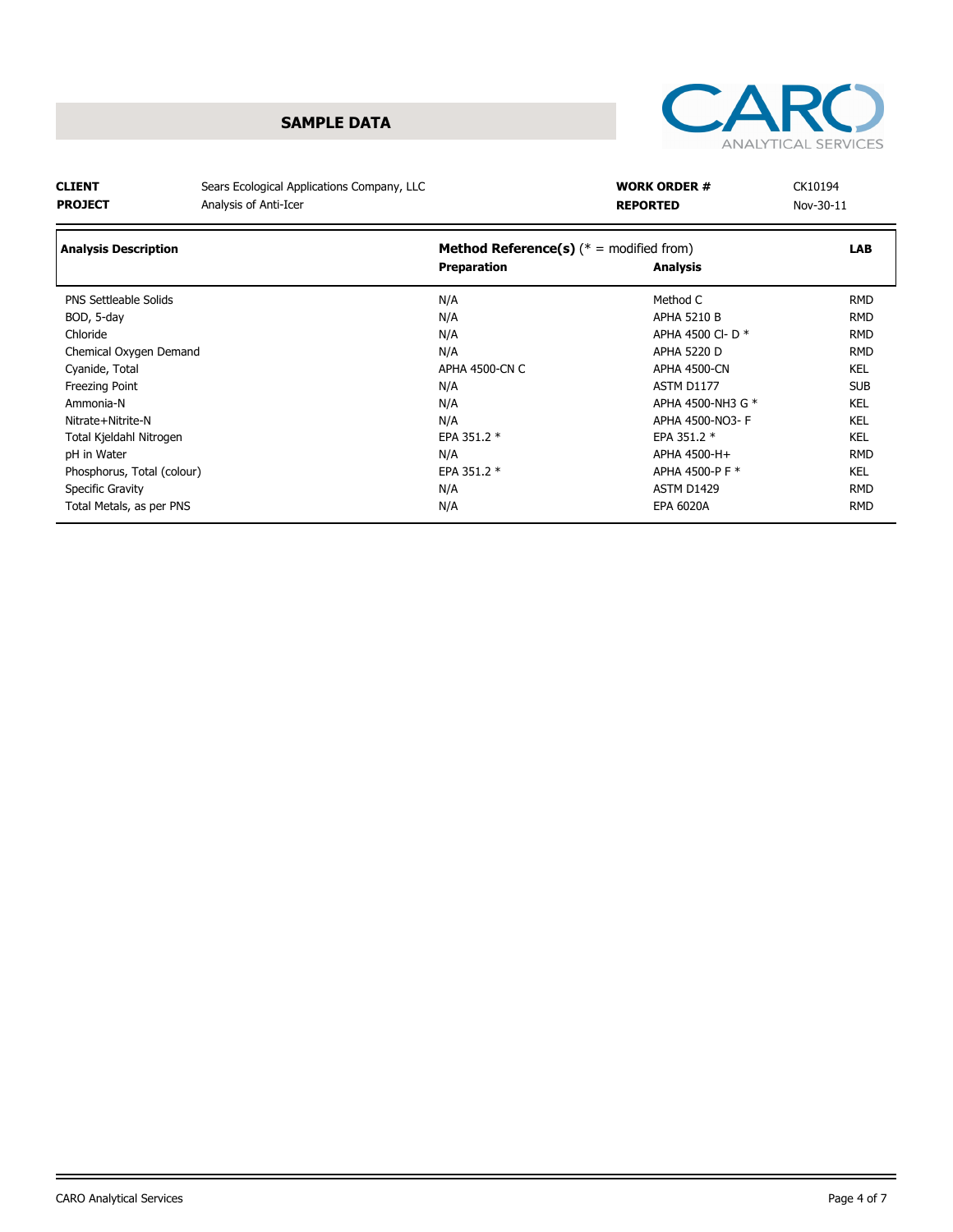## SAMPLE DATA

CARO ANALYTICAL SERVICES

| | | | |
|---|---|---|---|
| **CLIENT** | Sears Ecological Applications Company, LLC | **WORK ORDER #** | CK10194 |
| **PROJECT** | Analysis of Anti-Icer | **REPORTED** | Nov-30-11 |

| **Analysis Description** | **Method Reference(s)** (* = modified from) | | **LAB** |
|---|---|---|---|
| | **Preparation** | **Analysis** | |
| PNS Settleable Solids | N/A | Method C | RMD |
| BOD, 5-day | N/A | APHA 5210 B | RMD |
| Chloride | N/A | APHA 4500 Cl- D * | RMD |
| Chemical Oxygen Demand | N/A | APHA 5220 D | RMD |
| Cyanide, Total | APHA 4500-CN C | APHA 4500-CN | KEL |
| Freezing Point | N/A | ASTM D1177 | SUB |
| Ammonia-N | N/A | APHA 4500-NH3 G * | KEL |
| Nitrate+Nitrite-N | N/A | APHA 4500-NO3- F | KEL |
| Total Kjeldahl Nitrogen | EPA 351.2 * | EPA 351.2 * | KEL |
| pH in Water | N/A | APHA 4500-H+ | RMD |
| Phosphorus, Total (colour) | EPA 351.2 * | APHA 4500-P F * | KEL |
| Specific Gravity | N/A | ASTM D1429 | RMD |
| Total Metals, as per PNS | N/A | EPA 6020A | RMD |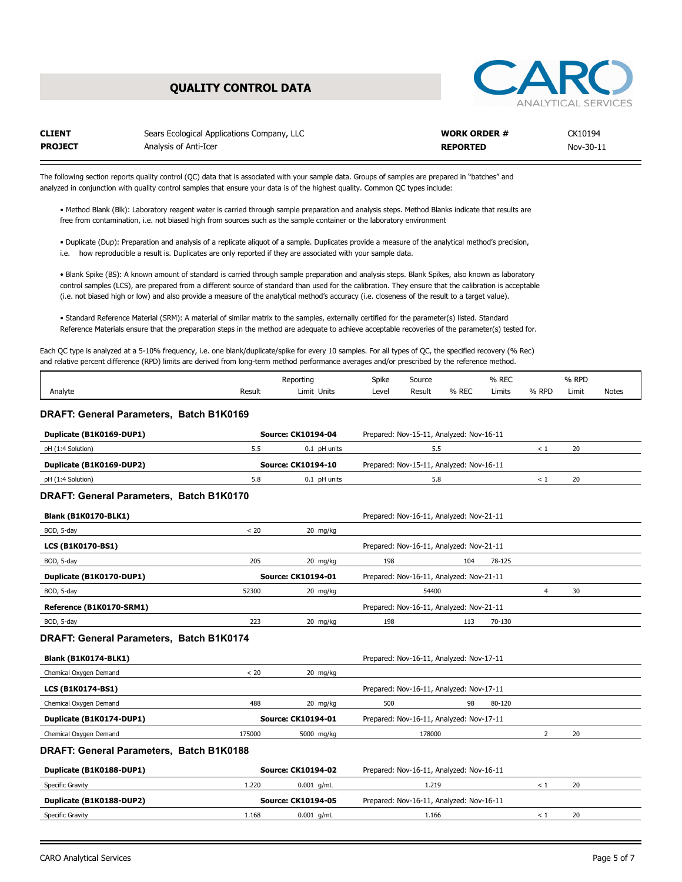## QUALITY CONTROL DATA

CARO ANALYTICAL SERVICES

| | | | |
|---|---|---|---|
| **CLIENT** | Sears Ecological Applications Company, LLC | **WORK ORDER #** | CK10194 |
| **PROJECT** | Analysis of Anti-Icer | **REPORTED** | Nov-30-11 |

The following section reports quality control (QC) data that is associated with your sample data. Groups of samples are prepared in "batches" and analyzed in conjunction with quality control samples that ensure your data is of the highest quality. Common QC types include:

- Method Blank (Blk): Laboratory reagent water is carried through sample preparation and analysis steps. Method Blanks indicate that results are free from contamination, i.e. not biased high from sources such as the sample container or the laboratory environment
- Duplicate (Dup): Preparation and analysis of a replicate aliquot of a sample. Duplicates provide a measure of the analytical method's precision, i.e. how reproducible a result is. Duplicates are only reported if they are associated with your sample data.
- Blank Spike (BS): A known amount of standard is carried through sample preparation and analysis steps. Blank Spikes, also known as laboratory control samples (LCS), are prepared from a different source of standard than used for the calibration. They ensure that the calibration is acceptable (i.e. not biased high or low) and also provide a measure of the analytical method's accuracy (i.e. closeness of the result to a target value).
- Standard Reference Material (SRM): A material of similar matrix to the samples, externally certified for the parameter(s) listed. Standard Reference Materials ensure that the preparation steps in the method are adequate to achieve acceptable recoveries of the parameter(s) tested for.

Each QC type is analyzed at a 5-10% frequency, i.e. one blank/duplicate/spike for every 10 samples. For all types of QC, the specified recovery (% Rec) and relative percent difference (RPD) limits are derived from long-term method performance averages and/or prescribed by the reference method.

| Analyte | Result | Reporting Limit | Units | Spike Level | Source Result | % REC | % REC Limits | % RPD | % RPD Limit | Notes |
|---|---|---|---|---|---|---|---|---|---|---|
| **DRAFT: General Parameters, Batch B1K0169** | | | | | | | | | | |
| **Duplicate (B1K0169-DUP1)** | | **Source: CK10194-04** | | Prepared: Nov-15-11, Analyzed: Nov-16-11 | | | | | | |
| pH (1:4 Solution) | 5.5 | 0.1 | pH units | | 5.5 | | | < 1 | 20 | |
| **Duplicate (B1K0169-DUP2)** | | **Source: CK10194-10** | | Prepared: Nov-15-11, Analyzed: Nov-16-11 | | | | | | |
| pH (1:4 Solution) | 5.8 | 0.1 | pH units | | 5.8 | | | < 1 | 20 | |
| **DRAFT: General Parameters, Batch B1K0170** | | | | | | | | | | |
| **Blank (B1K0170-BLK1)** | | | | Prepared: Nov-16-11, Analyzed: Nov-21-11 | | | | | | |
| BOD, 5-day | < 20 | 20 | mg/kg | | | | | | | |
| **LCS (B1K0170-BS1)** | | | | Prepared: Nov-16-11, Analyzed: Nov-21-11 | | | | | | |
| BOD, 5-day | 205 | 20 | mg/kg | 198 | | 104 | 78-125 | | | |
| **Duplicate (B1K0170-DUP1)** | | **Source: CK10194-01** | | Prepared: Nov-16-11, Analyzed: Nov-21-11 | | | | | | |
| BOD, 5-day | 52300 | 20 | mg/kg | | 54400 | | | 4 | 30 | |
| **Reference (B1K0170-SRM1)** | | | | Prepared: Nov-16-11, Analyzed: Nov-21-11 | | | | | | |
| BOD, 5-day | 223 | 20 | mg/kg | 198 | | 113 | 70-130 | | | |
| **DRAFT: General Parameters, Batch B1K0174** | | | | | | | | | | |
| **Blank (B1K0174-BLK1)** | | | | Prepared: Nov-16-11, Analyzed: Nov-17-11 | | | | | | |
| Chemical Oxygen Demand | < 20 | 20 | mg/kg | | | | | | | |
| **LCS (B1K0174-BS1)** | | | | Prepared: Nov-16-11, Analyzed: Nov-17-11 | | | | | | |
| Chemical Oxygen Demand | 488 | 20 | mg/kg | 500 | | 98 | 80-120 | | | |
| **Duplicate (B1K0174-DUP1)** | | **Source: CK10194-01** | | Prepared: Nov-16-11, Analyzed: Nov-17-11 | | | | | | |
| Chemical Oxygen Demand | 175000 | 5000 | mg/kg | | 178000 | | | 2 | 20 | |
| **DRAFT: General Parameters, Batch B1K0188** | | | | | | | | | | |
| **Duplicate (B1K0188-DUP1)** | | **Source: CK10194-02** | | Prepared: Nov-16-11, Analyzed: Nov-16-11 | | | | | | |
| Specific Gravity | 1.220 | 0.001 | g/mL | | 1.219 | | | < 1 | 20 | |
| **Duplicate (B1K0188-DUP2)** | | **Source: CK10194-05** | | Prepared: Nov-16-11, Analyzed: Nov-16-11 | | | | | | |
| Specific Gravity | 1.168 | 0.001 | g/mL | | 1.166 | | | < 1 | 20 | |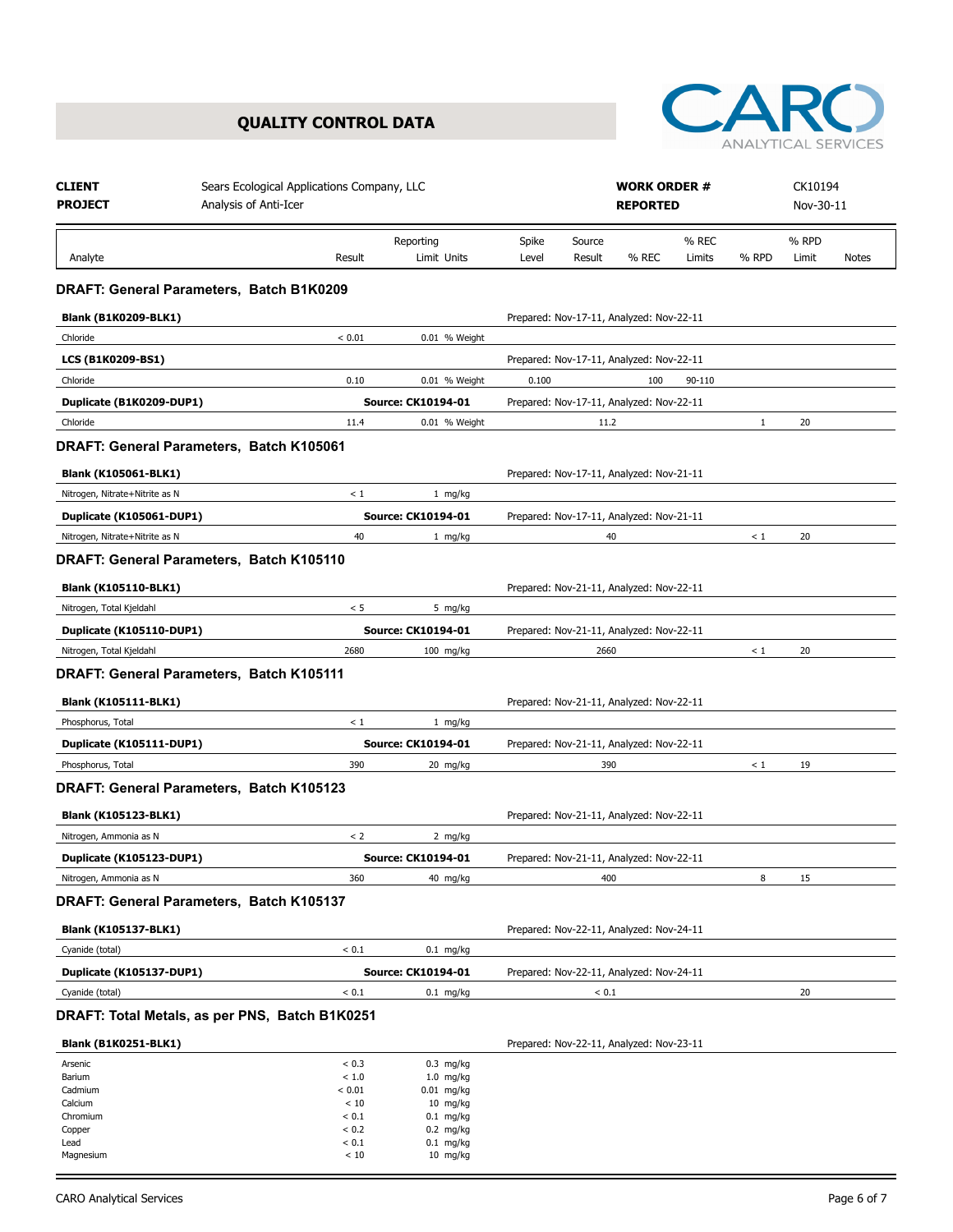## QUALITY CONTROL DATA

CARO ANALYTICAL SERVICES

| | | | |
|---|---|---|---|
| **CLIENT** | Sears Ecological Applications Company, LLC | **WORK ORDER #** | CK10194 |
| **PROJECT** | Analysis of Anti-Icer | **REPORTED** | Nov-30-11 |

| Analyte | Result | Reporting Limit | Units | Spike Level | Source Result | % REC | % REC Limits | % RPD | % RPD Limit | Notes |
|---|---|---|---|---|---|---|---|---|---|---|
| **DRAFT: General Parameters, Batch B1K0209** | | | | | | | | | | |
| **Blank (B1K0209-BLK1)** | | | | Prepared: Nov-17-11, Analyzed: Nov-22-11 | | | | | | |
| Chloride | < 0.01 | 0.01 | % Weight | | | | | | | |
| **LCS (B1K0209-BS1)** | | | | Prepared: Nov-17-11, Analyzed: Nov-22-11 | | | | | | |
| Chloride | 0.10 | 0.01 | % Weight | 0.100 | | 100 | 90-110 | | | |
| **Duplicate (B1K0209-DUP1)** | | **Source: CK10194-01** | | Prepared: Nov-17-11, Analyzed: Nov-22-11 | | | | | | |
| Chloride | 11.4 | 0.01 | % Weight | | 11.2 | | | 1 | 20 | |
| **DRAFT: General Parameters, Batch K105061** | | | | | | | | | | |
| **Blank (K105061-BLK1)** | | | | Prepared: Nov-17-11, Analyzed: Nov-21-11 | | | | | | |
| Nitrogen, Nitrate+Nitrite as N | < 1 | 1 | mg/kg | | | | | | | |
| **Duplicate (K105061-DUP1)** | | **Source: CK10194-01** | | Prepared: Nov-17-11, Analyzed: Nov-21-11 | | | | | | |
| Nitrogen, Nitrate+Nitrite as N | 40 | 1 | mg/kg | | 40 | | | < 1 | 20 | |
| **DRAFT: General Parameters, Batch K105110** | | | | | | | | | | |
| **Blank (K105110-BLK1)** | | | | Prepared: Nov-21-11, Analyzed: Nov-22-11 | | | | | | |
| Nitrogen, Total Kjeldahl | < 5 | 5 | mg/kg | | | | | | | |
| **Duplicate (K105110-DUP1)** | | **Source: CK10194-01** | | Prepared: Nov-21-11, Analyzed: Nov-22-11 | | | | | | |
| Nitrogen, Total Kjeldahl | 2680 | 100 | mg/kg | | 2660 | | | < 1 | 20 | |
| **DRAFT: General Parameters, Batch K105111** | | | | | | | | | | |
| **Blank (K105111-BLK1)** | | | | Prepared: Nov-21-11, Analyzed: Nov-22-11 | | | | | | |
| Phosphorus, Total | < 1 | 1 | mg/kg | | | | | | | |
| **Duplicate (K105111-DUP1)** | | **Source: CK10194-01** | | Prepared: Nov-21-11, Analyzed: Nov-22-11 | | | | | | |
| Phosphorus, Total | 390 | 20 | mg/kg | | 390 | | | < 1 | 19 | |
| **DRAFT: General Parameters, Batch K105123** | | | | | | | | | | |
| **Blank (K105123-BLK1)** | | | | Prepared: Nov-21-11, Analyzed: Nov-22-11 | | | | | | |
| Nitrogen, Ammonia as N | < 2 | 2 | mg/kg | | | | | | | |
| **Duplicate (K105123-DUP1)** | | **Source: CK10194-01** | | Prepared: Nov-21-11, Analyzed: Nov-22-11 | | | | | | |
| Nitrogen, Ammonia as N | 360 | 40 | mg/kg | | 400 | | | 8 | 15 | |
| **DRAFT: General Parameters, Batch K105137** | | | | | | | | | | |
| **Blank (K105137-BLK1)** | | | | Prepared: Nov-22-11, Analyzed: Nov-24-11 | | | | | | |
| Cyanide (total) | < 0.1 | 0.1 | mg/kg | | | | | | | |
| **Duplicate (K105137-DUP1)** | | **Source: CK10194-01** | | Prepared: Nov-22-11, Analyzed: Nov-24-11 | | | | | | |
| Cyanide (total) | < 0.1 | 0.1 | mg/kg | | < 0.1 | | | | 20 | |
| **DRAFT: Total Metals, as per PNS, Batch B1K0251** | | | | | | | | | | |
| **Blank (B1K0251-BLK1)** | | | | Prepared: Nov-22-11, Analyzed: Nov-23-11 | | | | | | |
| Arsenic | < 0.3 | 0.3 | mg/kg | | | | | | | |
| Barium | < 1.0 | 1.0 | mg/kg | | | | | | | |
| Cadmium | < 0.01 | 0.01 | mg/kg | | | | | | | |
| Calcium | < 10 | 10 | mg/kg | | | | | | | |
| Chromium | < 0.1 | 0.1 | mg/kg | | | | | | | |
| Copper | < 0.2 | 0.2 | mg/kg | | | | | | | |
| Lead | < 0.1 | 0.1 | mg/kg | | | | | | | |
| Magnesium | < 10 | 10 | mg/kg | | | | | | | |

CARO Analytical Services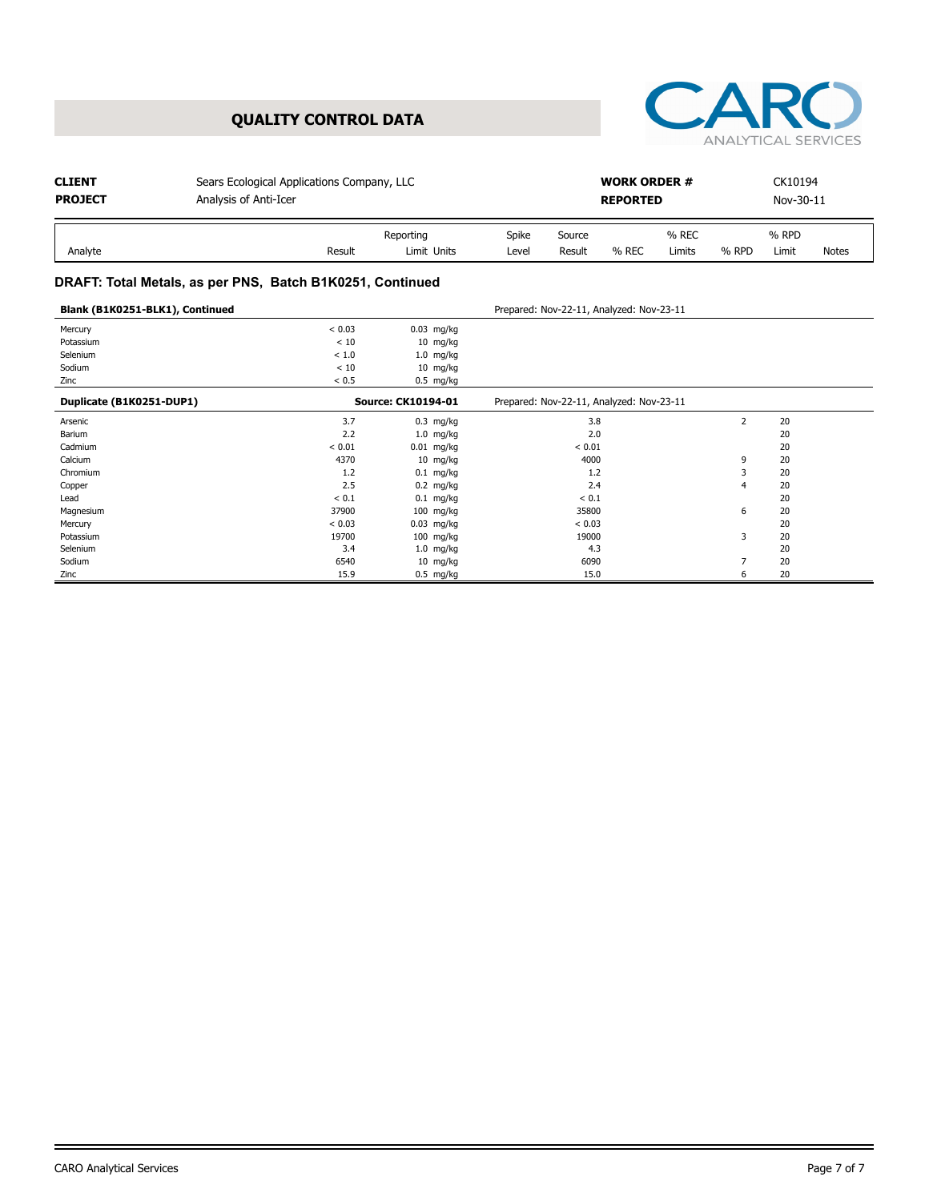# QUALITY CONTROL DATA

CARO ANALYTICAL SERVICES

| | | | |
|---|---|---|---|
| **CLIENT** | Sears Ecological Applications Company, LLC | **WORK ORDER #** | CK10194 |
| **PROJECT** | Analysis of Anti-Icer | **REPORTED** | Nov-30-11 |

## DRAFT: Total Metals, as per PNS, Batch B1K0251, Continued

| Analyte | Result | Reporting Limit | Units | Spike Level | Source Result | % REC | % REC Limits | % RPD | % RPD Limit | Notes |
|---|---|---|---|---|---|---|---|---|---|---|
| **Blank (B1K0251-BLK1), Continued** | | | | Prepared: Nov-22-11, Analyzed: Nov-23-11 | | | | | | |
| Mercury | < 0.03 | 0.03 | mg/kg | | | | | | | |
| Potassium | < 10 | 10 | mg/kg | | | | | | | |
| Selenium | < 1.0 | 1.0 | mg/kg | | | | | | | |
| Sodium | < 10 | 10 | mg/kg | | | | | | | |
| Zinc | < 0.5 | 0.5 | mg/kg | | | | | | | |
| **Duplicate (B1K0251-DUP1)** | | **Source: CK10194-01** | | Prepared: Nov-22-11, Analyzed: Nov-23-11 | | | | | | |
| Arsenic | 3.7 | 0.3 | mg/kg | | 3.8 | | | 2 | 20 | |
| Barium | 2.2 | 1.0 | mg/kg | | 2.0 | | | | 20 | |
| Cadmium | < 0.01 | 0.01 | mg/kg | | < 0.01 | | | | 20 | |
| Calcium | 4370 | 10 | mg/kg | | 4000 | | | 9 | 20 | |
| Chromium | 1.2 | 0.1 | mg/kg | | 1.2 | | | 3 | 20 | |
| Copper | 2.5 | 0.2 | mg/kg | | 2.4 | | | 4 | 20 | |
| Lead | < 0.1 | 0.1 | mg/kg | | < 0.1 | | | | 20 | |
| Magnesium | 37900 | 100 | mg/kg | | 35800 | | | 6 | 20 | |
| Mercury | < 0.03 | 0.03 | mg/kg | | < 0.03 | | | | 20 | |
| Potassium | 19700 | 100 | mg/kg | | 19000 | | | 3 | 20 | |
| Selenium | 3.4 | 1.0 | mg/kg | | 4.3 | | | | 20 | |
| Sodium | 6540 | 10 | mg/kg | | 6090 | | | 7 | 20 | |
| Zinc | 15.9 | 0.5 | mg/kg | | 15.0 | | | 6 | 20 | |